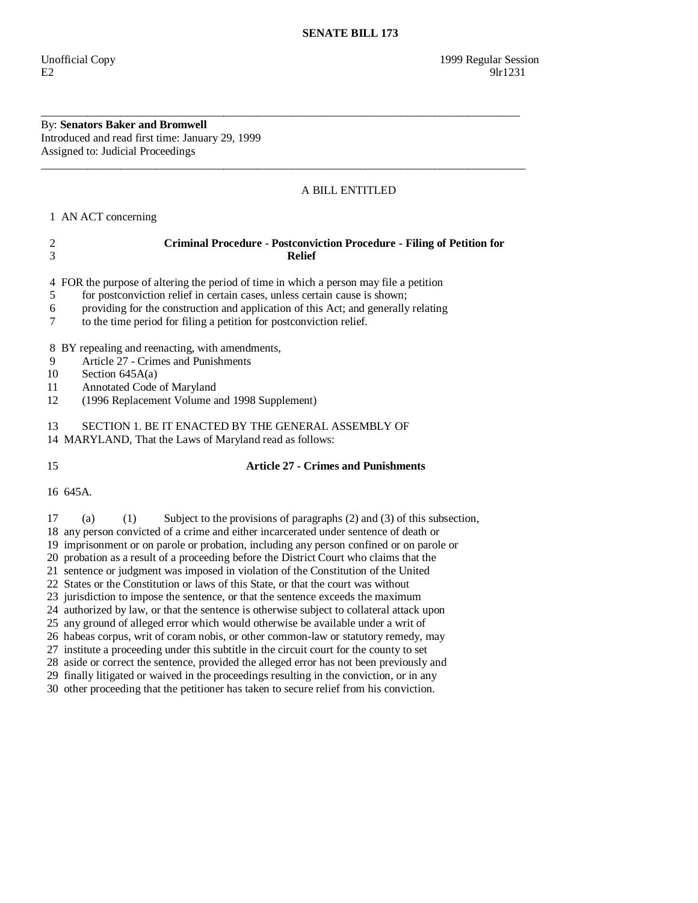# SENATE BILL 173

Unofficial Copy 1999 Regular Session
E2 9lr1231

---

By: **Senators Baker and Bromwell**
Introduced and read first time: January 29, 1999
Assigned to: Judicial Proceedings

---

A BILL ENTITLED

1 AN ACT concerning

2 **Criminal Procedure - Postconviction Procedure - Filing of Petition for**
3 **Relief**

4 FOR the purpose of altering the period of time in which a person may file a petition
5 for postconviction relief in certain cases, unless certain cause is shown;
6 providing for the construction and application of this Act; and generally relating
7 to the time period for filing a petition for postconviction relief.

8 BY repealing and reenacting, with amendments,
9 Article 27 - Crimes and Punishments
10 Section 645A(a)
11 Annotated Code of Maryland
12 (1996 Replacement Volume and 1998 Supplement)

13 SECTION 1. BE IT ENACTED BY THE GENERAL ASSEMBLY OF
14 MARYLAND, That the Laws of Maryland read as follows:

15 **Article 27 - Crimes and Punishments**

16 645A.

17 (a) (1) Subject to the provisions of paragraphs (2) and (3) of this subsection,
18 any person convicted of a crime and either incarcerated under sentence of death or
19 imprisonment or on parole or probation, including any person confined or on parole or
20 probation as a result of a proceeding before the District Court who claims that the
21 sentence or judgment was imposed in violation of the Constitution of the United
22 States or the Constitution or laws of this State, or that the court was without
23 jurisdiction to impose the sentence, or that the sentence exceeds the maximum
24 authorized by law, or that the sentence is otherwise subject to collateral attack upon
25 any ground of alleged error which would otherwise be available under a writ of
26 habeas corpus, writ of coram nobis, or other common-law or statutory remedy, may
27 institute a proceeding under this subtitle in the circuit court for the county to set
28 aside or correct the sentence, provided the alleged error has not been previously and
29 finally litigated or waived in the proceedings resulting in the conviction, or in any
30 other proceeding that the petitioner has taken to secure relief from his conviction.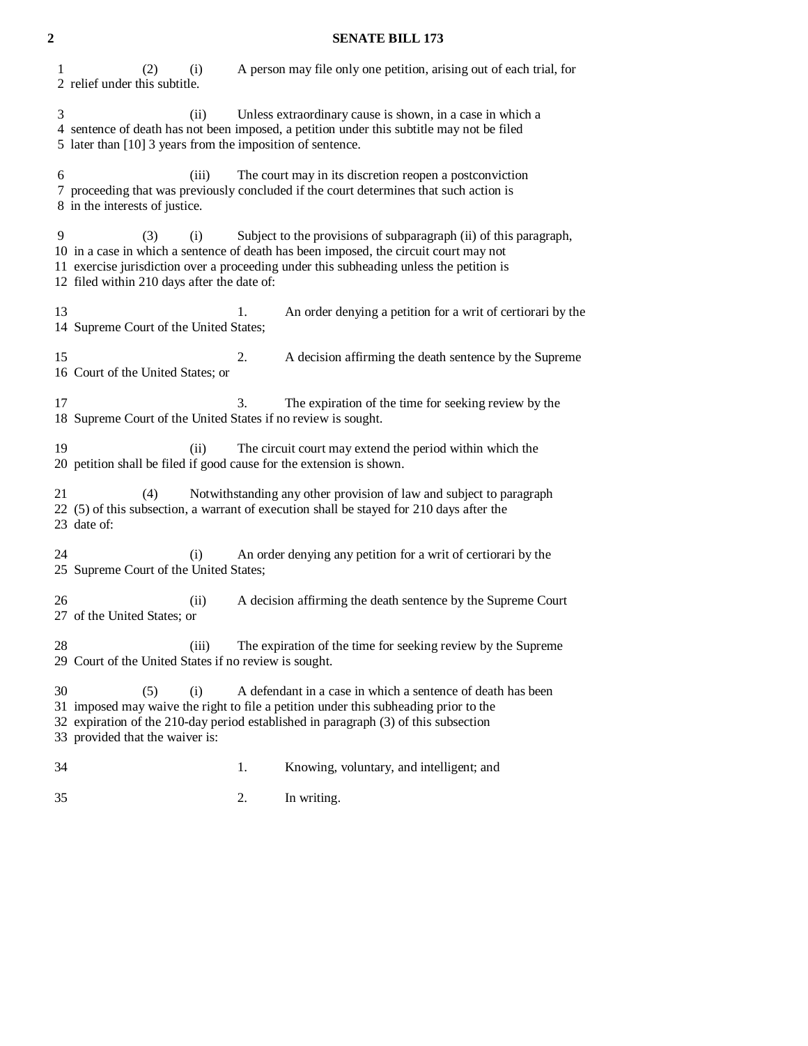(2) (i) A person may file only one petition, arising out of each trial, for relief under this subtitle.

(ii) Unless extraordinary cause is shown, in a case in which a sentence of death has not been imposed, a petition under this subtitle may not be filed later than [10] 3 years from the imposition of sentence.

(iii) The court may in its discretion reopen a postconviction proceeding that was previously concluded if the court determines that such action is in the interests of justice.

(3) (i) Subject to the provisions of subparagraph (ii) of this paragraph, in a case in which a sentence of death has been imposed, the circuit court may not exercise jurisdiction over a proceeding under this subheading unless the petition is filed within 210 days after the date of:

1. An order denying a petition for a writ of certiorari by the Supreme Court of the United States;

2. A decision affirming the death sentence by the Supreme Court of the United States; or

3. The expiration of the time for seeking review by the Supreme Court of the United States if no review is sought.

(ii) The circuit court may extend the period within which the petition shall be filed if good cause for the extension is shown.

(4) Notwithstanding any other provision of law and subject to paragraph (5) of this subsection, a warrant of execution shall be stayed for 210 days after the date of:

(i) An order denying any petition for a writ of certiorari by the Supreme Court of the United States;

(ii) A decision affirming the death sentence by the Supreme Court of the United States; or

(iii) The expiration of the time for seeking review by the Supreme Court of the United States if no review is sought.

(5) (i) A defendant in a case in which a sentence of death has been imposed may waive the right to file a petition under this subheading prior to the expiration of the 210-day period established in paragraph (3) of this subsection provided that the waiver is:

1. Knowing, voluntary, and intelligent; and

2. In writing.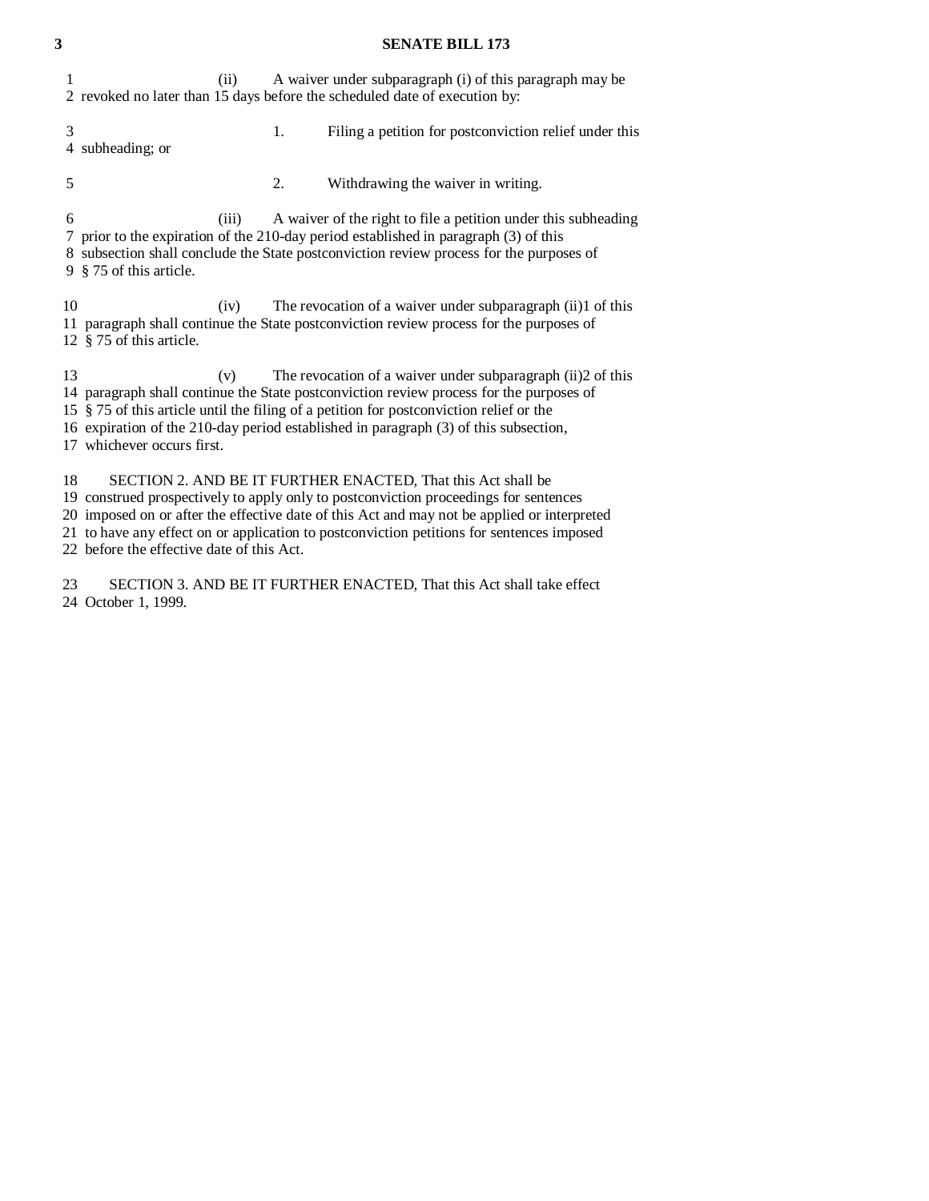(ii) A waiver under subparagraph (i) of this paragraph may be revoked no later than 15 days before the scheduled date of execution by:

1. Filing a petition for postconviction relief under this subheading; or

2. Withdrawing the waiver in writing.

(iii) A waiver of the right to file a petition under this subheading prior to the expiration of the 210-day period established in paragraph (3) of this subsection shall conclude the State postconviction review process for the purposes of § 75 of this article.

(iv) The revocation of a waiver under subparagraph (ii)1 of this paragraph shall continue the State postconviction review process for the purposes of § 75 of this article.

(v) The revocation of a waiver under subparagraph (ii)2 of this paragraph shall continue the State postconviction review process for the purposes of § 75 of this article until the filing of a petition for postconviction relief or the expiration of the 210-day period established in paragraph (3) of this subsection, whichever occurs first.

SECTION 2. AND BE IT FURTHER ENACTED, That this Act shall be construed prospectively to apply only to postconviction proceedings for sentences imposed on or after the effective date of this Act and may not be applied or interpreted to have any effect on or application to postconviction petitions for sentences imposed before the effective date of this Act.

SECTION 3. AND BE IT FURTHER ENACTED, That this Act shall take effect October 1, 1999.